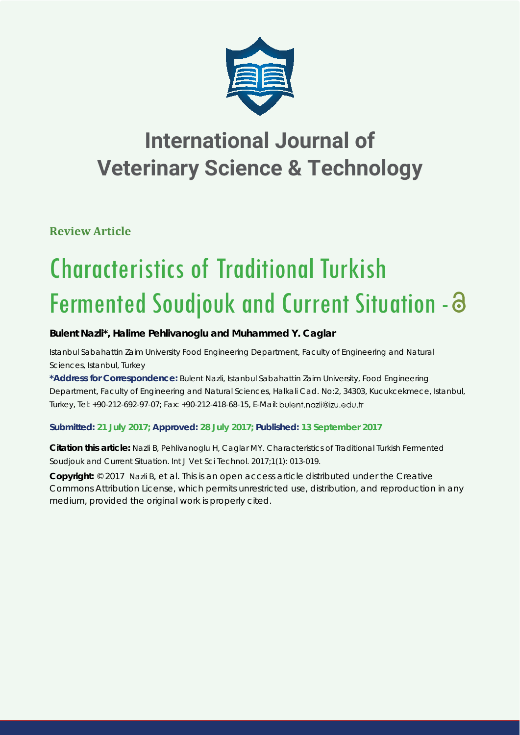# International Journal of Veterinary Science & Technology

**Review Article**

# Characteristics of Traditional Turkish Fermented Soudjouk and Current Situation

**Bulent Nazli\*, Halime Pehlivanoglu and Muhammed Y. Caglar**

Istanbul Sabahattin Zaim University Food Engineering Department, Faculty of Engineering and Natural Sciences, Istanbul, Turkey

**\*Address for Correspondence:** Bulent Nazli, Istanbul Sabahattin Zaim University, Food Engineering Department, Faculty of Engineering and Natural Sciences, Halkali Cad. No:2, 34303, Kucukcekmece, Istanbul, Turkey, Tel: +90-212-692-97-07; Fax: +90-212-418-68-15, E-Mail: bulent.nazli@izu.edu.tr

**Submitted: 21 July 2017; Approved: 28 July 2017; Published: 13 September 2017**

**Citation this article:** Nazli B, Pehlivanoglu H, Caglar MY. Characteristics of Traditional Turkish Fermented Soudjouk and Current Situation. Int J Vet Sci Technol. 2017;1(1): 013-019.

**Copyright:** © 2017 Nazli B, et al. This is an open access article distributed under the Creative Commons Attribution License, which permits unrestricted use, distribution, and reproduction in any medium, provided the original work is properly cited.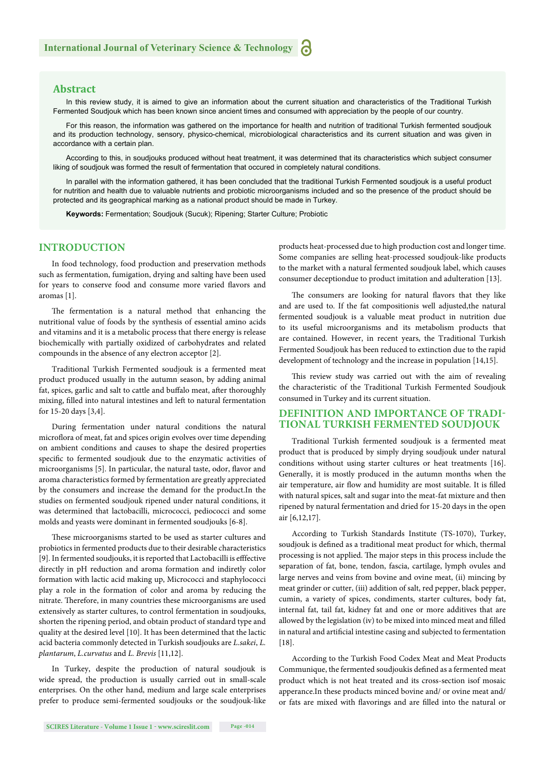## Abstract

In this review study, it is aimed to give an information about the current situation and characteristics of the Traditional Turkish Fermented Soudjouk which has been known since ancient times and consumed with appreciation by the people of our country.

For this reason, the information was gathered on the importance for health and nutrition of traditional Turkish fermented soudjouk and its production technology, sensory, physico-chemical, microbiological characteristics and its current situation and was given in accordance with a certain plan.

According to this, in soudjouks produced without heat treatment, it was determined that its characteristics which subject consumer liking of soudjouk was formed the result of fermentation that occured in completely natural conditions.

In parallel with the information gathered, it has been concluded that the traditional Turkish Fermented soudjouk is a useful product for nutrition and health due to valuable nutrients and probiotic microorganisms included and so the presence of the product should be protected and its geographical marking as a national product should be made in Turkey.

**Keywords:** Fermentation; Soudjouk (Sucuk); Ripening; Starter Culture; Probiotic

## INTRODUCTION

In food technology, food production and preservation methods such as fermentation, fumigation, drying and salting have been used for years to conserve food and consume more varied flavors and aromas [1].

The fermentation is a natural method that enhancing the nutritional value of foods by the synthesis of essential amino acids and vitamins and it is a metabolic process that there energy is release biochemically with partially oxidized of carbohydrates and related compounds in the absence of any electron acceptor [2].

Traditional Turkish Fermented soudjouk is a fermented meat product produced usually in the autumn season, by adding animal fat, spices, garlic and salt to cattle and buffalo meat, after thoroughly mixing, filled into natural intestines and left to natural fermentation for 15-20 days [3,4].

During fermentation under natural conditions the natural microflora of meat, fat and spices origin evolves over time depending on ambient conditions and causes to shape the desired properties specific to fermented soudjouk due to the enzymatic activities of microorganisms [5]. In particular, the natural taste, odor, flavor and aroma characteristics formed by fermentation are greatly appreciated by the consumers and increase the demand for the product.In the studies on fermented soudjouk ripened under natural conditions, it was determined that lactobacilli, micrococci, pediococci and some molds and yeasts were dominant in fermented soudjouks [6-8].

These microorganisms started to be used as starter cultures and probiotics in fermented products due to their desirable characteristics [9]. In fermented soudjouks, it is reported that Lactobacilli is efffective directly in pH reduction and aroma formation and indiretly color formation with lactic acid making up, Micrococci and staphylococci play a role in the formation of color and aroma by reducing the nitrate. Therefore, in many countries these microorganisms are used extensively as starter cultures, to control fermentation in soudjouks, shorten the ripening period, and obtain product of standard type and quality at the desired level [10]. It has been determined that the lactic acid bacteria commonly detected in Turkish soudjouks are *L.sakei*, *L. plantarum*, *L.curvatus* and *L. Brevis* [11,12].

In Turkey, despite the production of natural soudjouk is wide spread, the production is usually carried out in small-scale enterprises. On the other hand, medium and large scale enterprises prefer to produce semi-fermented soudjouks or the soudjouk-like products heat-processed due to high production cost and longer time. Some companies are selling heat-processed soudjouk-like products to the market with a natural fermented soudjouk label, which causes consumer deceptiondue to product imitation and adulteration [13].

The consumers are looking for natural flavors that they like and are used to. If the fat compositionis well adjusted,the natural fermented soudjouk is a valuable meat product in nutrition due to its useful microorganisms and its metabolism products that are contained. However, in recent years, the Traditional Turkish Fermented Soudjouk has been reduced to extinction due to the rapid development of technology and the increase in population [14,15].

This review study was carried out with the aim of revealing the characteristic of the Traditional Turkish Fermented Soudjouk consumed in Turkey and its current situation.

## DEFINITION AND IMPORTANCE OF TRADITIONAL TURKISH FERMENTED SOUDJOUK

Traditional Turkish fermented soudjouk is a fermented meat product that is produced by simply drying soudjouk under natural conditions without using starter cultures or heat treatments [16]. Generally, it is mostly produced in the autumn months when the air temperature, air flow and humidity are most suitable. It is filled with natural spices, salt and sugar into the meat-fat mixture and then ripened by natural fermentation and dried for 15-20 days in the open air [6,12,17].

According to Turkish Standards Institute (TS-1070), Turkey, soudjouk is defined as a traditional meat product for which, thermal processing is not applied. The major steps in this process include the separation of fat, bone, tendon, fascia, cartilage, lymph ovules and large nerves and veins from bovine and ovine meat, (ii) mincing by meat grinder or cutter, (iii) addition of salt, red pepper, black pepper, cumin, a variety of spices, condiments, starter cultures, body fat, internal fat, tail fat, kidney fat and one or more additives that are allowed by the legislation (iv) to be mixed into minced meat and filled in natural and artificial intestine casing and subjected to fermentation [18].

According to the Turkish Food Codex Meat and Meat Products Communique, the fermented soudjoukis defined as a fermented meat product which is not heat treated and its cross-section isof mosaic apperance.In these products minced bovine and/ or ovine meat and/ or fats are mixed with flavorings and are filled into the natural or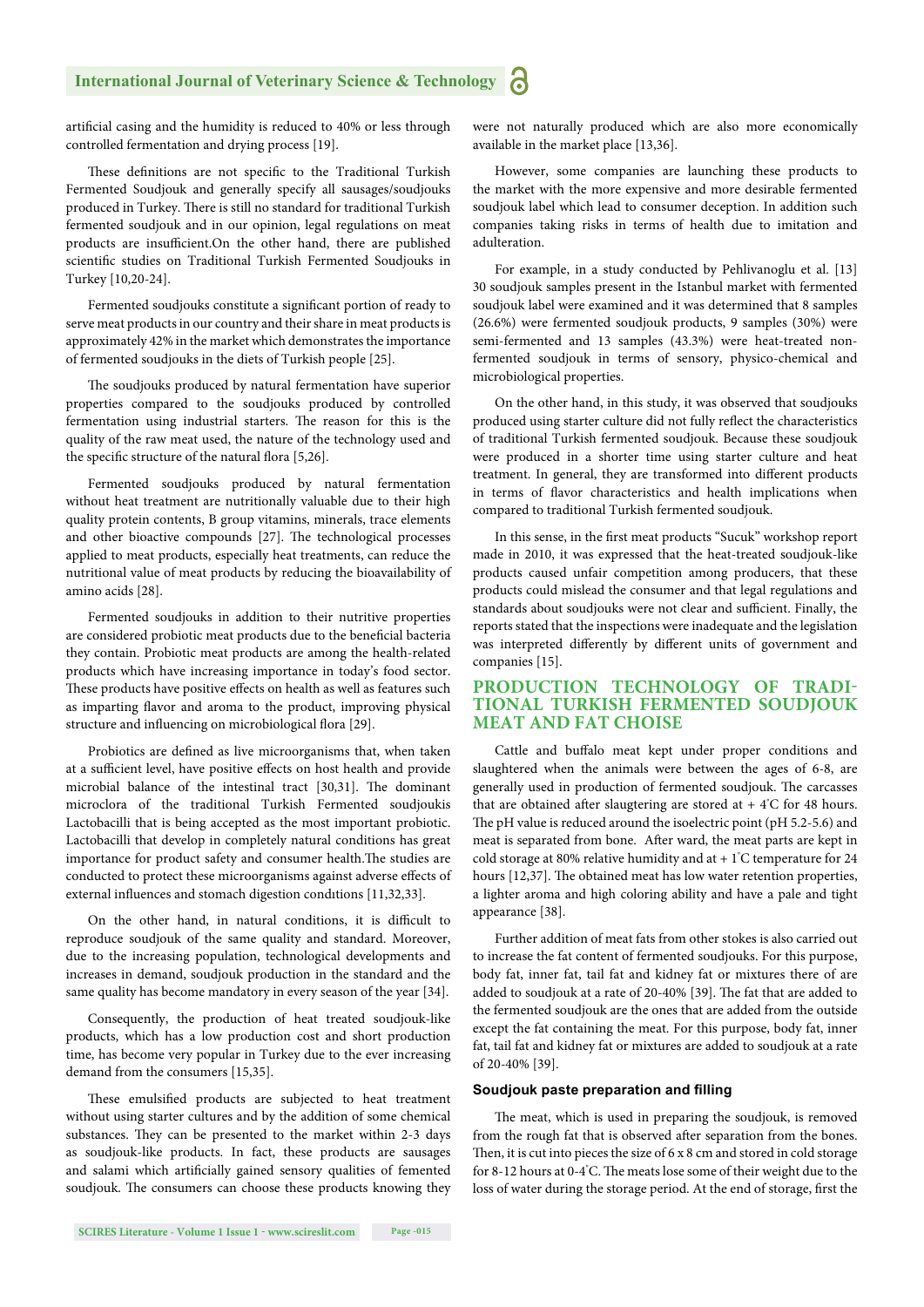artificial casing and the humidity is reduced to 40% or less through controlled fermentation and drying process [19].

These definitions are not specific to the Traditional Turkish Fermented Soudjouk and generally specify all sausages/soudjouks produced in Turkey. There is still no standard for traditional Turkish fermented soudjouk and in our opinion, legal regulations on meat products are insufficient.On the other hand, there are published scientific studies on Traditional Turkish Fermented Soudjouks in Turkey [10,20-24].

Fermented soudjouks constitute a significant portion of ready to serve meat products in our country and their share in meat products is approximately 42% in the market which demonstrates the importance of fermented soudjouks in the diets of Turkish people [25].

The soudjouks produced by natural fermentation have superior properties compared to the soudjouks produced by controlled fermentation using industrial starters. The reason for this is the quality of the raw meat used, the nature of the technology used and the specific structure of the natural flora [5,26].

Fermented soudjouks produced by natural fermentation without heat treatment are nutritionally valuable due to their high quality protein contents, B group vitamins, minerals, trace elements and other bioactive compounds [27]. The technological processes applied to meat products, especially heat treatments, can reduce the nutritional value of meat products by reducing the bioavailability of amino acids [28].

Fermented soudjouks in addition to their nutritive properties are considered probiotic meat products due to the beneficial bacteria they contain. Probiotic meat products are among the health-related products which have increasing importance in today's food sector. These products have positive effects on health as well as features such as imparting flavor and aroma to the product, improving physical structure and influencing on microbiological flora [29].

Probiotics are defined as live microorganisms that, when taken at a sufficient level, have positive effects on host health and provide microbial balance of the intestinal tract [30,31]. The dominant microclora of the traditional Turkish Fermented soudjoukis Lactobacilli that is being accepted as the most important probiotic. Lactobacilli that develop in completely natural conditions has great importance for product safety and consumer health.The studies are conducted to protect these microorganisms against adverse effects of external influences and stomach digestion conditions [11,32,33].

On the other hand, in natural conditions, it is difficult to reproduce soudjouk of the same quality and standard. Moreover, due to the increasing population, technological developments and increases in demand, soudjouk production in the standard and the same quality has become mandatory in every season of the year [34].

Consequently, the production of heat treated soudjouk-like products, which has a low production cost and short production time, has become very popular in Turkey due to the ever increasing demand from the consumers [15,35].

These emulsified products are subjected to heat treatment without using starter cultures and by the addition of some chemical substances. They can be presented to the market within 2-3 days as soudjouk-like products. In fact, these products are sausages and salami which artificially gained sensory qualities of femented soudjouk. The consumers can choose these products knowing they were not naturally produced which are also more economically available in the market place [13,36].

However, some companies are launching these products to the market with the more expensive and more desirable fermented soudjouk label which lead to consumer deception. In addition such companies taking risks in terms of health due to imitation and adulteration.

For example, in a study conducted by Pehlivanoglu et al. [13] 30 soudjouk samples present in the Istanbul market with fermented soudjouk label were examined and it was determined that 8 samples (26.6%) were fermented soudjouk products, 9 samples (30%) were semi-fermented and 13 samples (43.3%) were heat-treated non-fermented soudjouk in terms of sensory, physico-chemical and microbiological properties.

On the other hand, in this study, it was observed that soudjouks produced using starter culture did not fully reflect the characteristics of traditional Turkish fermented soudjouk. Because these soudjouk were produced in a shorter time using starter culture and heat treatment. In general, they are transformed into different products in terms of flavor characteristics and health implications when compared to traditional Turkish fermented soudjouk.

In this sense, in the first meat products "Sucuk" workshop report made in 2010, it was expressed that the heat-treated soudjouk-like products caused unfair competition among producers, that these products could mislead the consumer and that legal regulations and standards about soudjouks were not clear and sufficient. Finally, the reports stated that the inspections were inadequate and the legislation was interpreted differently by different units of government and companies [15].

## PRODUCTION TECHNOLOGY OF TRADITIONAL TURKISH FERMENTED SOUDJOUK MEAT AND FAT CHOISE

Cattle and buffalo meat kept under proper conditions and slaughtered when the animals were between the ages of 6-8, are generally used in production of fermented soudjouk. The carcasses that are obtained after slaugtering are stored at + 4°C for 48 hours. The pH value is reduced around the isoelectric point (pH 5.2-5.6) and meat is separated from bone. After ward, the meat parts are kept in cold storage at 80% relative humidity and at + 1°C temperature for 24 hours [12,37]. The obtained meat has low water retention properties, a lighter aroma and high coloring ability and have a pale and tight appearance [38].

Further addition of meat fats from other stokes is also carried out to increase the fat content of fermented soudjouks. For this purpose, body fat, inner fat, tail fat and kidney fat or mixtures there of are added to soudjouk at a rate of 20-40% [39]. The fat that are added to the fermented soudjouk are the ones that are added from the outside except the fat containing the meat. For this purpose, body fat, inner fat, tail fat and kidney fat or mixtures are added to soudjouk at a rate of 20-40% [39].

### Soudjouk paste preparation and filling

The meat, which is used in preparing the soudjouk, is removed from the rough fat that is observed after separation from the bones. Then, it is cut into pieces the size of 6 x 8 cm and stored in cold storage for 8-12 hours at 0-4°C. The meats lose some of their weight due to the loss of water during the storage period. At the end of storage, first the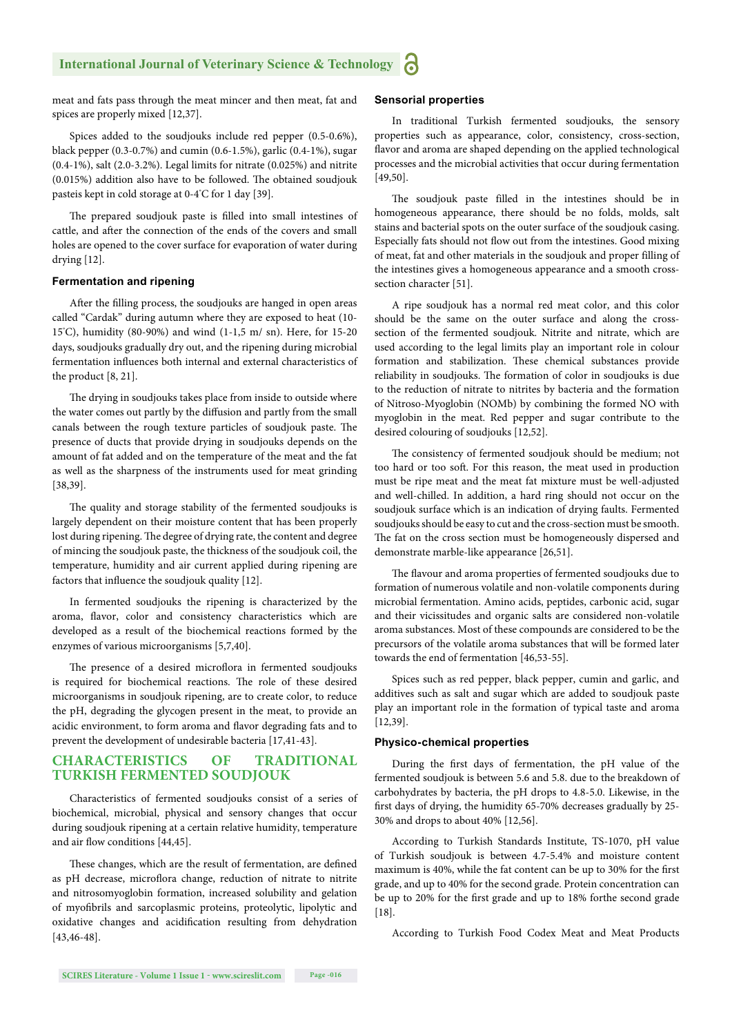meat and fats pass through the meat mincer and then meat, fat and spices are properly mixed [12,37].

Spices added to the soudjouks include red pepper (0.5-0.6%), black pepper (0.3-0.7%) and cumin (0.6-1.5%), garlic (0.4-1%), sugar (0.4-1%), salt (2.0-3.2%). Legal limits for nitrate (0.025%) and nitrite (0.015%) addition also have to be followed. The obtained soudjouk pasteis kept in cold storage at 0-4°C for 1 day [39].

The prepared soudjouk paste is filled into small intestines of cattle, and after the connection of the ends of the covers and small holes are opened to the cover surface for evaporation of water during drying [12].

### Fermentation and ripening

After the filling process, the soudjouks are hanged in open areas called "Cardak" during autumn where they are exposed to heat (10-15°C), humidity (80-90%) and wind (1-1,5 m/ sn). Here, for 15-20 days, soudjouks gradually dry out, and the ripening during microbial fermentation influences both internal and external characteristics of the product [8, 21].

The drying in soudjouks takes place from inside to outside where the water comes out partly by the diffusion and partly from the small canals between the rough texture particles of soudjouk paste. The presence of ducts that provide drying in soudjouks depends on the amount of fat added and on the temperature of the meat and the fat as well as the sharpness of the instruments used for meat grinding [38,39].

The quality and storage stability of the fermented soudjouks is largely dependent on their moisture content that has been properly lost during ripening. The degree of drying rate, the content and degree of mincing the soudjouk paste, the thickness of the soudjouk coil, the temperature, humidity and air current applied during ripening are factors that influence the soudjouk quality [12].

In fermented soudjouks the ripening is characterized by the aroma, flavor, color and consistency characteristics which are developed as a result of the biochemical reactions formed by the enzymes of various microorganisms [5,7,40].

The presence of a desired microflora in fermented soudjouks is required for biochemical reactions. The role of these desired microorganisms in soudjouk ripening, are to create color, to reduce the pH, degrading the glycogen present in the meat, to provide an acidic environment, to form aroma and flavor degrading fats and to prevent the development of undesirable bacteria [17,41-43].

## CHARACTERISTICS OF TRADITIONAL TURKISH FERMENTED SOUDJOUK

Characteristics of fermented soudjouks consist of a series of biochemical, microbial, physical and sensory changes that occur during soudjouk ripening at a certain relative humidity, temperature and air flow conditions [44,45].

These changes, which are the result of fermentation, are defined as pH decrease, microflora change, reduction of nitrate to nitrite and nitrosomyoglobin formation, increased solubility and gelation of myofibrils and sarcoplasmic proteins, proteolytic, lipolytic and oxidative changes and acidification resulting from dehydration [43,46-48].

### Sensorial properties

In traditional Turkish fermented soudjouks, the sensory properties such as appearance, color, consistency, cross-section, flavor and aroma are shaped depending on the applied technological processes and the microbial activities that occur during fermentation [49,50].

The soudjouk paste filled in the intestines should be in homogeneous appearance, there should be no folds, molds, salt stains and bacterial spots on the outer surface of the soudjouk casing. Especially fats should not flow out from the intestines. Good mixing of meat, fat and other materials in the soudjouk and proper filling of the intestines gives a homogeneous appearance and a smooth cross-section character [51].

A ripe soudjouk has a normal red meat color, and this color should be the same on the outer surface and along the cross-section of the fermented soudjouk. Nitrite and nitrate, which are used according to the legal limits play an important role in colour formation and stabilization. These chemical substances provide reliability in soudjouks. The formation of color in soudjouks is due to the reduction of nitrate to nitrites by bacteria and the formation of Nitroso-Myoglobin (NOMb) by combining the formed NO with myoglobin in the meat. Red pepper and sugar contribute to the desired colouring of soudjouks [12,52].

The consistency of fermented soudjouk should be medium; not too hard or too soft. For this reason, the meat used in production must be ripe meat and the meat fat mixture must be well-adjusted and well-chilled. In addition, a hard ring should not occur on the soudjouk surface which is an indication of drying faults. Fermented soudjouks should be easy to cut and the cross-section must be smooth. The fat on the cross section must be homogeneously dispersed and demonstrate marble-like appearance [26,51].

The flavour and aroma properties of fermented soudjouks due to formation of numerous volatile and non-volatile components during microbial fermentation. Amino acids, peptides, carbonic acid, sugar and their vicissitudes and organic salts are considered non-volatile aroma substances. Most of these compounds are considered to be the precursors of the volatile aroma substances that will be formed later towards the end of fermentation [46,53-55].

Spices such as red pepper, black pepper, cumin and garlic, and additives such as salt and sugar which are added to soudjouk paste play an important role in the formation of typical taste and aroma [12,39].

### Physico-chemical properties

During the first days of fermentation, the pH value of the fermented soudjouk is between 5.6 and 5.8. due to the breakdown of carbohydrates by bacteria, the pH drops to 4.8-5.0. Likewise, in the first days of drying, the humidity 65-70% decreases gradually by 25-30% and drops to about 40% [12,56].

According to Turkish Standards Institute, TS-1070, pH value of Turkish soudjouk is between 4.7-5.4% and moisture content maximum is 40%, while the fat content can be up to 30% for the first grade, and up to 40% for the second grade. Protein concentration can be up to 20% for the first grade and up to 18% forthe second grade [18].

According to Turkish Food Codex Meat and Meat Products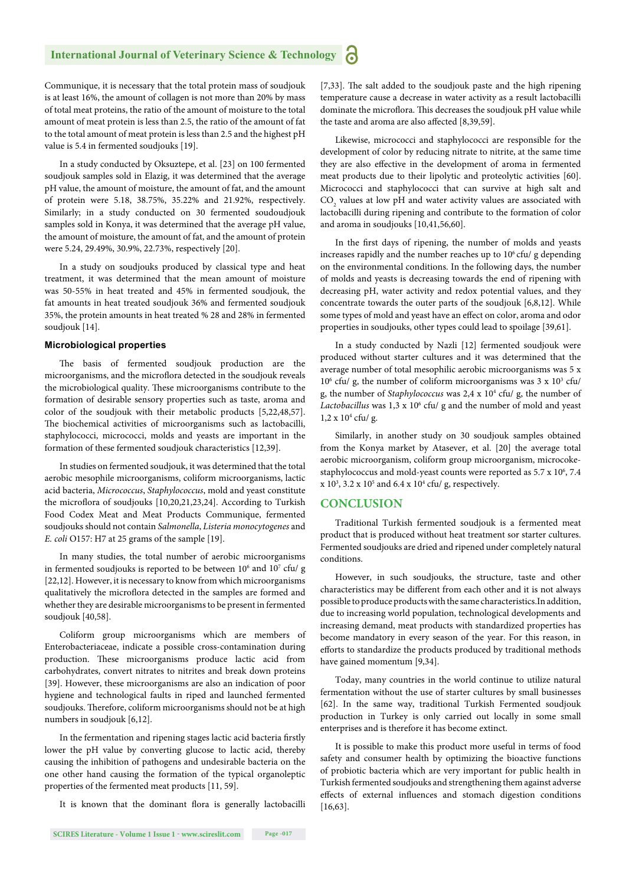Communique, it is necessary that the total protein mass of soudjouk is at least 16%, the amount of collagen is not more than 20% by mass of total meat proteins, the ratio of the amount of moisture to the total amount of meat protein is less than 2.5, the ratio of the amount of fat to the total amount of meat protein is less than 2.5 and the highest pH value is 5.4 in fermented soudjouks [19].

In a study conducted by Oksuztepe, et al. [23] on 100 fermented soudjouk samples sold in Elazig, it was determined that the average pH value, the amount of moisture, the amount of fat, and the amount of protein were 5.18, 38.75%, 35.22% and 21.92%, respectively. Similarly; in a study conducted on 30 fermented soudoudjouk samples sold in Konya, it was determined that the average pH value, the amount of moisture, the amount of fat, and the amount of protein were 5.24, 29.49%, 30.9%, 22.73%, respectively [20].

In a study on soudjouks produced by classical type and heat treatment, it was determined that the mean amount of moisture was 50-55% in heat treated and 45% in fermented soudjouk, the fat amounts in heat treated soudjouk 36% and fermented soudjouk 35%, the protein amounts in heat treated % 28 and 28% in fermented soudjouk [14].

#### Microbiological properties

The basis of fermented soudjouk production are the microorganisms, and the microflora detected in the soudjouk reveals the microbiological quality. These microorganisms contribute to the formation of desirable sensory properties such as taste, aroma and color of the soudjouk with their metabolic products [5,22,48,57]. The biochemical activities of microorganisms such as lactobacilli, staphylococci, micrococci, molds and yeasts are important in the formation of these fermented soudjouk characteristics [12,39].

In studies on fermented soudjouk, it was determined that the total aerobic mesophile microorganisms, coliform microorganisms, lactic acid bacteria, *Micrococcus*, *Staphylococcus*, mold and yeast constitute the microflora of soudjouks [10,20,21,23,24]. According to Turkish Food Codex Meat and Meat Products Communique, fermented soudjouks should not contain *Salmonella*, *Listeria monocytogenes* and *E. coli* O157: H7 at 25 grams of the sample [19].

In many studies, the total number of aerobic microorganisms in fermented soudjouks is reported to be between $10^6$ and $10^7$ cfu/ g [22,12]. However, it is necessary to know from which microorganisms qualitatively the microflora detected in the samples are formed and whether they are desirable microorganisms to be present in fermented soudjouk [40,58].

Coliform group microorganisms which are members of Enterobacteriaceae, indicate a possible cross-contamination during production. These microorganisms produce lactic acid from carbohydrates, convert nitrates to nitrites and break down proteins [39]. However, these microorganisms are also an indication of poor hygiene and technological faults in riped and launched fermented soudjouks. Therefore, coliform microorganisms should not be at high numbers in soudjouk [6,12].

In the fermentation and ripening stages lactic acid bacteria firstly lower the pH value by converting glucose to lactic acid, thereby causing the inhibition of pathogens and undesirable bacteria on the one other hand causing the formation of the typical organoleptic properties of the fermented meat products [11, 59].

It is known that the dominant flora is generally lactobacilli [7,33]. The salt added to the soudjouk paste and the high ripening temperature cause a decrease in water activity as a result lactobacilli dominate the microflora. This decreases the soudjouk pH value while the taste and aroma are also affected [8,39,59].

Likewise, micrococci and staphylococci are responsible for the development of color by reducing nitrate to nitrite, at the same time they are also effective in the development of aroma in fermented meat products due to their lipolytic and proteolytic activities [60]. Micrococci and staphylococci that can survive at high salt and $CO_2$ values at low pH and water activity values are associated with lactobacilli during ripening and contribute to the formation of color and aroma in soudjouks [10,41,56,60].

In the first days of ripening, the number of molds and yeasts increases rapidly and the number reaches up to $10^6$ cfu/ g depending on the environmental conditions. In the following days, the number of molds and yeasts is decreasing towards the end of ripening with decreasing pH, water activity and redox potential values, and they concentrate towards the outer parts of the soudjouk [6,8,12]. While some types of mold and yeast have an effect on color, aroma and odor properties in soudjouks, other types could lead to spoilage [39,61].

In a study conducted by Nazli [12] fermented soudjouk were produced without starter cultures and it was determined that the average number of total mesophilic aerobic microorganisms was 5 x $10^6$ cfu/ g, the number of coliform microorganisms was 3 x $10^3$ cfu/ g, the number of *Staphylococcus* was 2,4 x $10^4$ cfu/ g, the number of *Lactobacillus* was 1,3 x $10^6$ cfu/ g and the number of mold and yeast 1,2 x $10^4$ cfu/ g.

Similarly, in another study on 30 soudjouk samples obtained from the Konya market by Atasever, et al. [20] the average total aerobic microorganism, coliform group microorganism, micrococke-staphylococcus and mold-yeast counts were reported as 5.7 x $10^6$, 7.4 x $10^3$, 3.2 x $10^5$ and 6.4 x $10^4$ cfu/ g, respectively.

## CONCLUSION

Traditional Turkish fermented soudjouk is a fermented meat product that is produced without heat treatment sor starter cultures. Fermented soudjouks are dried and ripened under completely natural conditions.

However, in such soudjouks, the structure, taste and other characteristics may be different from each other and it is not always possible to produce products with the same characteristics.In addition, due to increasing world population, technological developments and increasing demand, meat products with standardized properties has become mandatory in every season of the year. For this reason, in efforts to standardize the products produced by traditional methods have gained momentum [9,34].

Today, many countries in the world continue to utilize natural fermentation without the use of starter cultures by small businesses [62]. In the same way, traditional Turkish Fermented soudjouk production in Turkey is only carried out locally in some small enterprises and is therefore it has become extinct.

It is possible to make this product more useful in terms of food safety and consumer health by optimizing the bioactive functions of probiotic bacteria which are very important for public health in Turkish fermented soudjouks and strengthening them against adverse effects of external influences and stomach digestion conditions [16,63].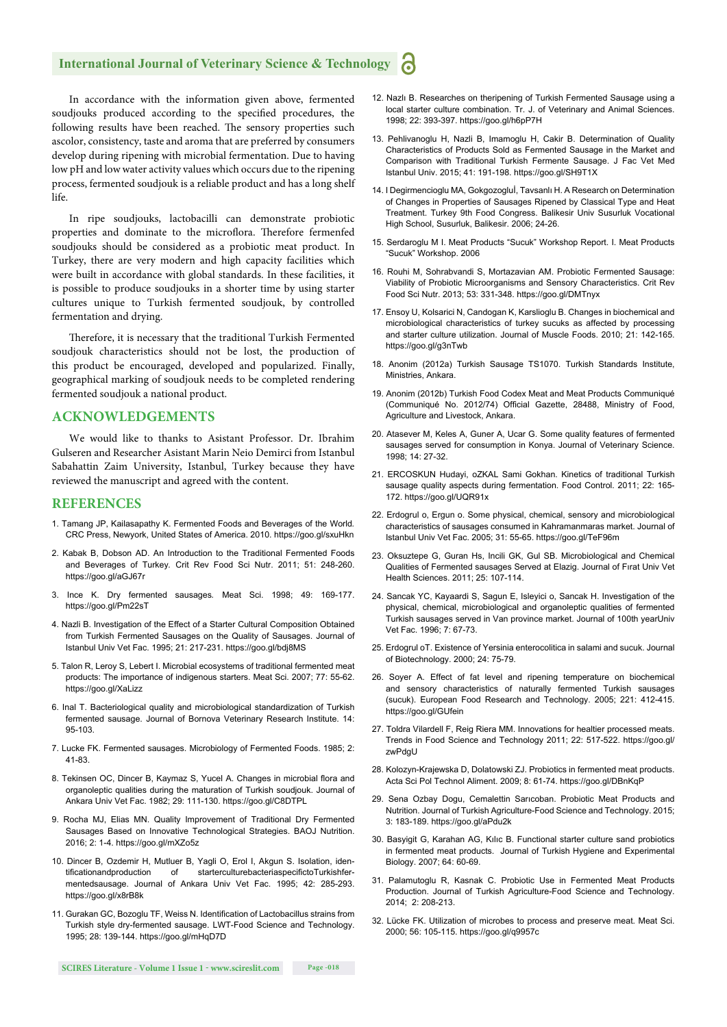In accordance with the information given above, fermented soudjouks produced according to the specified procedures, the following results have been reached. The sensory properties such ascolor, consistency, taste and aroma that are preferred by consumers develop during ripening with microbial fermentation. Due to having low pH and low water activity values which occurs due to the ripening process, fermented soudjouk is a reliable product and has a long shelf life.

In ripe soudjouks, lactobacilli can demonstrate probiotic properties and dominate to the microflora. Therefore fermenfed soudjouks should be considered as a probiotic meat product. In Turkey, there are very modern and high capacity facilities which were built in accordance with global standards. In these facilities, it is possible to produce soudjouks in a shorter time by using starter cultures unique to Turkish fermented soudjouk, by controlled fermentation and drying.

Therefore, it is necessary that the traditional Turkish Fermented soudjouk characteristics should not be lost, the production of this product be encouraged, developed and popularized. Finally, geographical marking of soudjouk needs to be completed rendering fermented soudjouk a national product.

## ACKNOWLEDGEMENTS

We would like to thanks to Asistant Professor. Dr. Ibrahim Gulseren and Researcher Asistant Marin Neio Demirci from Istanbul Sabahattin Zaim University, Istanbul, Turkey because they have reviewed the manuscript and agreed with the content.

## REFERENCES

1. Tamang JP, Kailasapathy K. Fermented Foods and Beverages of the World. CRC Press, Newyork, United States of America. 2010. https://goo.gl/sxuHkn
2. Kabak B, Dobson AD. An Introduction to the Traditional Fermented Foods and Beverages of Turkey. Crit Rev Food Sci Nutr. 2011; 51: 248-260. https://goo.gl/aGJ67r
3. Ince K. Dry fermented sausages. Meat Sci. 1998; 49: 169-177. https://goo.gl/Pm22sT
4. Nazli B. Investigation of the Effect of a Starter Cultural Composition Obtained from Turkish Fermented Sausages on the Quality of Sausages. Journal of Istanbul Univ Vet Fac. 1995; 21: 217-231. https://goo.gl/bdj8MS
5. Talon R, Leroy S, Lebert I. Microbial ecosystems of traditional fermented meat products: The importance of indigenous starters. Meat Sci. 2007; 77: 55-62. https://goo.gl/XaLizz
6. Inal T. Bacteriological quality and microbiological standardization of Turkish fermented sausage. Journal of Bornova Veterinary Research Institute. 14: 95-103.
7. Lucke FK. Fermented sausages. Microbiology of Fermented Foods. 1985; 2: 41-83.
8. Tekinsen OC, Dincer B, Kaymaz S, Yucel A. Changes in microbial flora and organoleptic qualities during the maturation of Turkish soudjouk. Journal of Ankara Univ Vet Fac. 1982; 29: 111-130. https://goo.gl/C8DTPL
9. Rocha MJ, Elias MN. Quality Improvement of Traditional Dry Fermented Sausages Based on Innovative Technological Strategies. BAOJ Nutrition. 2016; 2: 1-4. https://goo.gl/mXZo5z
10. Dincer B, Ozdemir H, Mutluer B, Yagli O, Erol I, Akgun S. Isolation, identificationandproduction of starterculturebacteriaspecifictoTurkishfermentedsausage. Journal of Ankara Univ Vet Fac. 1995; 42: 285-293. https://goo.gl/x8rB8k
11. Gurakan GC, Bozoglu TF, Weiss N. Identification of Lactobacillus strains from Turkish style dry-fermented sausage. LWT-Food Science and Technology. 1995; 28: 139-144. https://goo.gl/mHqD7D
12. Nazlı B. Researches on theripening of Turkish Fermented Sausage using a local starter culture combination. Tr. J. of Veterinary and Animal Sciences. 1998; 22: 393-397. https://goo.gl/h6pP7H
13. Pehlivanoglu H, Nazli B, Imamoglu H, Cakir B. Determination of Quality Characteristics of Products Sold as Fermented Sausage in the Market and Comparison with Traditional Turkish Fermente Sausage. J Fac Vet Med Istanbul Univ. 2015; 41: 191-198. https://goo.gl/SH9T1X
14. I Degirmencioglu MA, Gokgozoglul̇, Tavsanlı H. A Research on Determination of Changes in Properties of Sausages Ripened by Classical Type and Heat Treatment. Turkey 9th Food Congress. Balikesir Univ Susurluk Vocational High School, Susurluk, Balikesir. 2006; 24-26.
15. Serdaroglu M I. Meat Products "Sucuk" Workshop Report. I. Meat Products "Sucuk" Workshop. 2006
16. Rouhi M, Sohrabvandi S, Mortazavian AM. Probiotic Fermented Sausage: Viability of Probiotic Microorganisms and Sensory Characteristics. Crit Rev Food Sci Nutr. 2013; 53: 331-348. https://goo.gl/DMTnyx
17. Ensoy U, Kolsarici N, Candogan K, Karslioglu B. Changes in biochemical and microbiological characteristics of turkey sucuks as affected by processing and starter culture utilization. Journal of Muscle Foods. 2010; 21: 142-165. https://goo.gl/g3nTwb
18. Anonim (2012a) Turkish Sausage TS1070. Turkish Standards Institute, Ministries, Ankara.
19. Anonim (2012b) Turkish Food Codex Meat and Meat Products Communiqué (Communiqué No. 2012/74) Official Gazette, 28488, Ministry of Food, Agriculture and Livestock, Ankara.
20. Atasever M, Keles A, Guner A, Ucar G. Some quality features of fermented sausages served for consumption in Konya. Journal of Veterinary Science. 1998; 14: 27-32.
21. ERCOSKUN Hudayi, oZKAL Sami Gokhan. Kinetics of traditional Turkish sausage quality aspects during fermentation. Food Control. 2011; 22: 165-172. https://goo.gl/UQR91x
22. Erdogrul o, Ergun o. Some physical, chemical, sensory and microbiological characteristics of sausages consumed in Kahramanmaras market. Journal of Istanbul Univ Vet Fac. 2005; 31: 55-65. https://goo.gl/TeF96m
23. Oksuztepe G, Guran Hs, Incili GK, Gul SB. Microbiological and Chemical Qualities of Fermented sausages Served at Elazig. Journal of Fırat Univ Vet Health Sciences. 2011; 25: 107-114.
24. Sancak YC, Kayaardi S, Sagun E, Isleyici o, Sancak H. Investigation of the physical, chemical, microbiological and organoleptic qualities of fermented Turkish sausages served in Van province market. Journal of 100th yearUniv Vet Fac. 1996; 7: 67-73.
25. Erdogrul oT. Existence of Yersinia enterocolitica in salami and sucuk. Journal of Biotechnology. 2000; 24: 75-79.
26. Soyer A. Effect of fat level and ripening temperature on biochemical and sensory characteristics of naturally fermented Turkish sausages (sucuk). European Food Research and Technology. 2005; 221: 412-415. https://goo.gl/GUfein
27. Toldra Vilardell F, Reig Riera MM. Innovations for healtier processed meats. Trends in Food Science and Technology 2011; 22: 517-522. https://goo.gl/zwPdgU
28. Kolozyn-Krajewska D, Dolatowski ZJ. Probiotics in fermented meat products. Acta Sci Pol Technol Aliment. 2009; 8: 61-74. https://goo.gl/DBnKqP
29. Sena Ozbay Dogu, Cemalettin Sarıcoban. Probiotic Meat Products and Nutrition. Journal of Turkish Agriculture-Food Science and Technology. 2015; 3: 183-189. https://goo.gl/aPdu2k
30. Basyigit G, Karahan AG, Kılıc B. Functional starter culture sand probiotics in fermented meat products. Journal of Turkish Hygiene and Experimental Biology. 2007; 64: 60-69.
31. Palamutoglu R, Kasnak C. Probiotic Use in Fermented Meat Products Production. Journal of Turkish Agriculture-Food Science and Technology. 2014; 2: 208-213.
32. Lücke FK. Utilization of microbes to process and preserve meat. Meat Sci. 2000; 56: 105-115. https://goo.gl/q9957c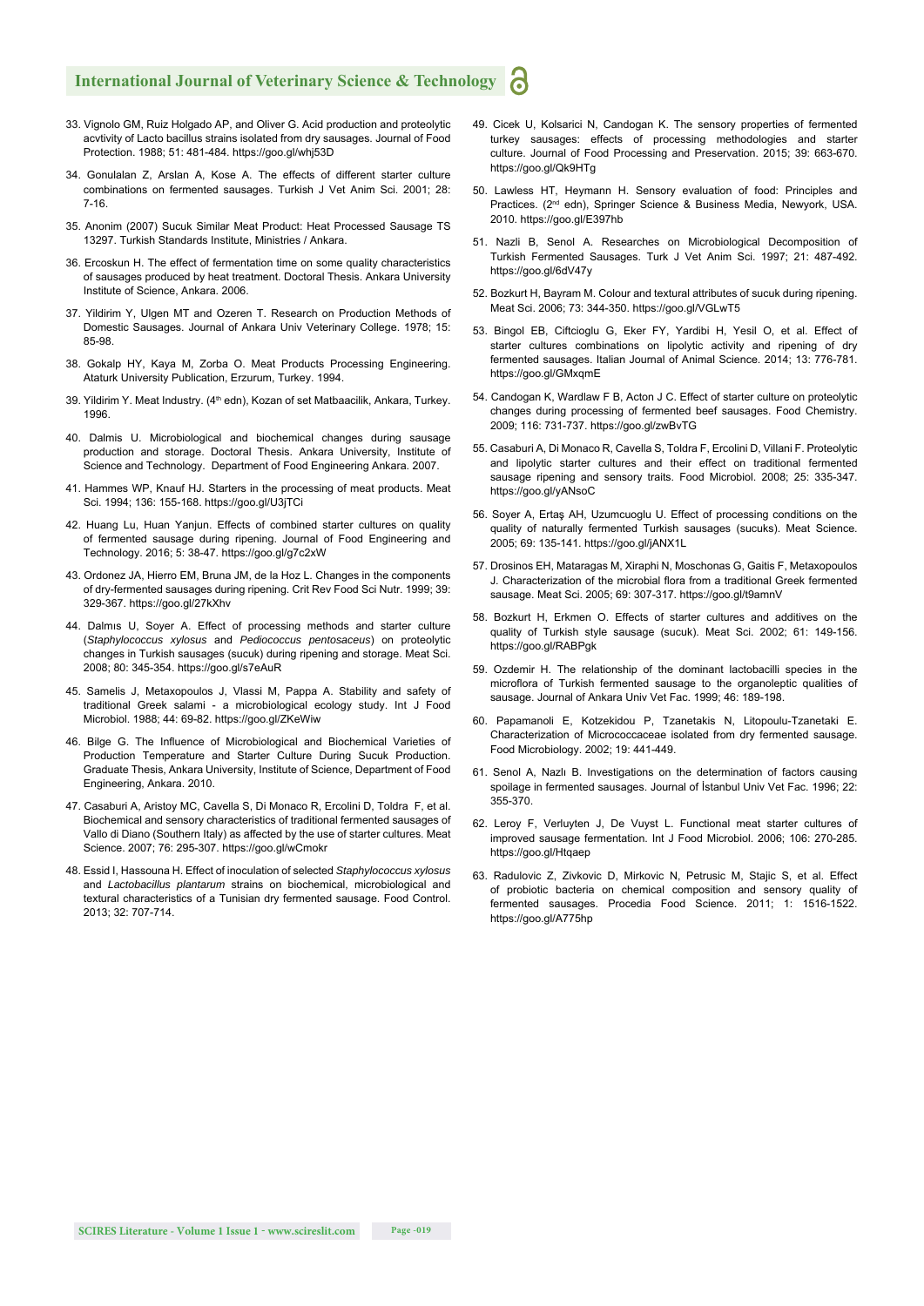33. Vignolo GM, Ruiz Holgado AP, and Oliver G. Acid production and proteolytic acvtivity of Lacto bacillus strains isolated from dry sausages. Journal of Food Protection. 1988; 51: 481-484. https://goo.gl/whj53D

34. Gonulalan Z, Arslan A, Kose A. The effects of different starter culture combinations on fermented sausages. Turkish J Vet Anim Sci. 2001; 28: 7-16.

35. Anonim (2007) Sucuk Similar Meat Product: Heat Processed Sausage TS 13297. Turkish Standards Institute, Ministries / Ankara.

36. Ercoskun H. The effect of fermentation time on some quality characteristics of sausages produced by heat treatment. Doctoral Thesis. Ankara University Institute of Science, Ankara. 2006.

37. Yildirim Y, Ulgen MT and Ozeren T. Research on Production Methods of Domestic Sausages. Journal of Ankara Univ Veterinary College. 1978; 15: 85-98.

38. Gokalp HY, Kaya M, Zorba O. Meat Products Processing Engineering. Ataturk University Publication, Erzurum, Turkey. 1994.

39. Yildirim Y. Meat Industry. (4th edn), Kozan of set Matbaacilik, Ankara, Turkey. 1996.

40. Dalmis U. Microbiological and biochemical changes during sausage production and storage. Doctoral Thesis. Ankara University, Institute of Science and Technology. Department of Food Engineering Ankara. 2007.

41. Hammes WP, Knauf HJ. Starters in the processing of meat products. Meat Sci. 1994; 136: 155-168. https://goo.gl/U3jTCi

42. Huang Lu, Huan Yanjun. Effects of combined starter cultures on quality of fermented sausage during ripening. Journal of Food Engineering and Technology. 2016; 5: 38-47. https://goo.gl/g7c2xW

43. Ordonez JA, Hierro EM, Bruna JM, de la Hoz L. Changes in the components of dry-fermented sausages during ripening. Crit Rev Food Sci Nutr. 1999; 39: 329-367. https://goo.gl/27kXhv

44. Dalmıs U, Soyer A. Effect of processing methods and starter culture (*Staphylococcus xylosus* and *Pediococcus pentosaceus*) on proteolytic changes in Turkish sausages (sucuk) during ripening and storage. Meat Sci. 2008; 80: 345-354. https://goo.gl/s7eAuR

45. Samelis J, Metaxopoulos J, Vlassi M, Pappa A. Stability and safety of traditional Greek salami - a microbiological ecology study. Int J Food Microbiol. 1988; 44: 69-82. https://goo.gl/ZKeWiw

46. Bilge G. The Influence of Microbiological and Biochemical Varieties of Production Temperature and Starter Culture During Sucuk Production. Graduate Thesis, Ankara University, Institute of Science, Department of Food Engineering, Ankara. 2010.

47. Casaburi A, Aristoy MC, Cavella S, Di Monaco R, Ercolini D, Toldra F, et al. Biochemical and sensory characteristics of traditional fermented sausages of Vallo di Diano (Southern Italy) as affected by the use of starter cultures. Meat Science. 2007; 76: 295-307. https://goo.gl/wCmokr

48. Essid I, Hassouna H. Effect of inoculation of selected *Staphylococcus xylosus* and *Lactobacillus plantarum* strains on biochemical, microbiological and textural characteristics of a Tunisian dry fermented sausage. Food Control. 2013; 32: 707-714.

49. Cicek U, Kolsarici N, Candogan K. The sensory properties of fermented turkey sausages: effects of processing methodologies and starter culture. Journal of Food Processing and Preservation. 2015; 39: 663-670. https://goo.gl/Qk9HTg

50. Lawless HT, Heymann H. Sensory evaluation of food: Principles and Practices. (2nd edn), Springer Science & Business Media, Newyork, USA. 2010. https://goo.gl/E397hb

51. Nazli B, Senol A. Researches on Microbiological Decomposition of Turkish Fermented Sausages. Turk J Vet Anim Sci. 1997; 21: 487-492. https://goo.gl/6dV47y

52. Bozkurt H, Bayram M. Colour and textural attributes of sucuk during ripening. Meat Sci. 2006; 73: 344-350. https://goo.gl/VGLwT5

53. Bingol EB, Ciftcioglu G, Eker FY, Yardibi H, Yesil O, et al. Effect of starter cultures combinations on lipolytic activity and ripening of dry fermented sausages. Italian Journal of Animal Science. 2014; 13: 776-781. https://goo.gl/GMxqmE

54. Candogan K, Wardlaw F B, Acton J C. Effect of starter culture on proteolytic changes during processing of fermented beef sausages. Food Chemistry. 2009; 116: 731-737. https://goo.gl/zwBvTG

55. Casaburi A, Di Monaco R, Cavella S, Toldra F, Ercolini D, Villani F. Proteolytic and lipolytic starter cultures and their effect on traditional fermented sausage ripening and sensory traits. Food Microbiol. 2008; 25: 335-347. https://goo.gl/yANsoC

56. Soyer A, Ertaş AH, Uzumcuoglu U. Effect of processing conditions on the quality of naturally fermented Turkish sausages (sucuks). Meat Science. 2005; 69: 135-141. https://goo.gl/jANX1L

57. Drosinos EH, Mataragas M, Xiraphi N, Moschonas G, Gaitis F, Metaxopoulos J. Characterization of the microbial flora from a traditional Greek fermented sausage. Meat Sci. 2005; 69: 307-317. https://goo.gl/t9amnV

58. Bozkurt H, Erkmen O. Effects of starter cultures and additives on the quality of Turkish style sausage (sucuk). Meat Sci. 2002; 61: 149-156. https://goo.gl/RABPgk

59. Ozdemir H. The relationship of the dominant lactobacilli species in the microflora of Turkish fermented sausage to the organoleptic qualities of sausage. Journal of Ankara Univ Vet Fac. 1999; 46: 189-198.

60. Papamanoli E, Kotzekidou P, Tzanetakis N, Litopoulu-Tzanetaki E. Characterization of Micrococcaceae isolated from dry fermented sausage. Food Microbiology. 2002; 19: 441-449.

61. Senol A, Nazlı B. Investigations on the determination of factors causing spoilage in fermented sausages. Journal of İstanbul Univ Vet Fac. 1996; 22: 355-370.

62. Leroy F, Verluyten J, De Vuyst L. Functional meat starter cultures of improved sausage fermentation. Int J Food Microbiol. 2006; 106: 270-285. https://goo.gl/Htqaep

63. Radulovic Z, Zivkovic D, Mirkovic N, Petrusic M, Stajic S, et al. Effect of probiotic bacteria on chemical composition and sensory quality of fermented sausages. Procedia Food Science. 2011; 1: 1516-1522. https://goo.gl/A775hp